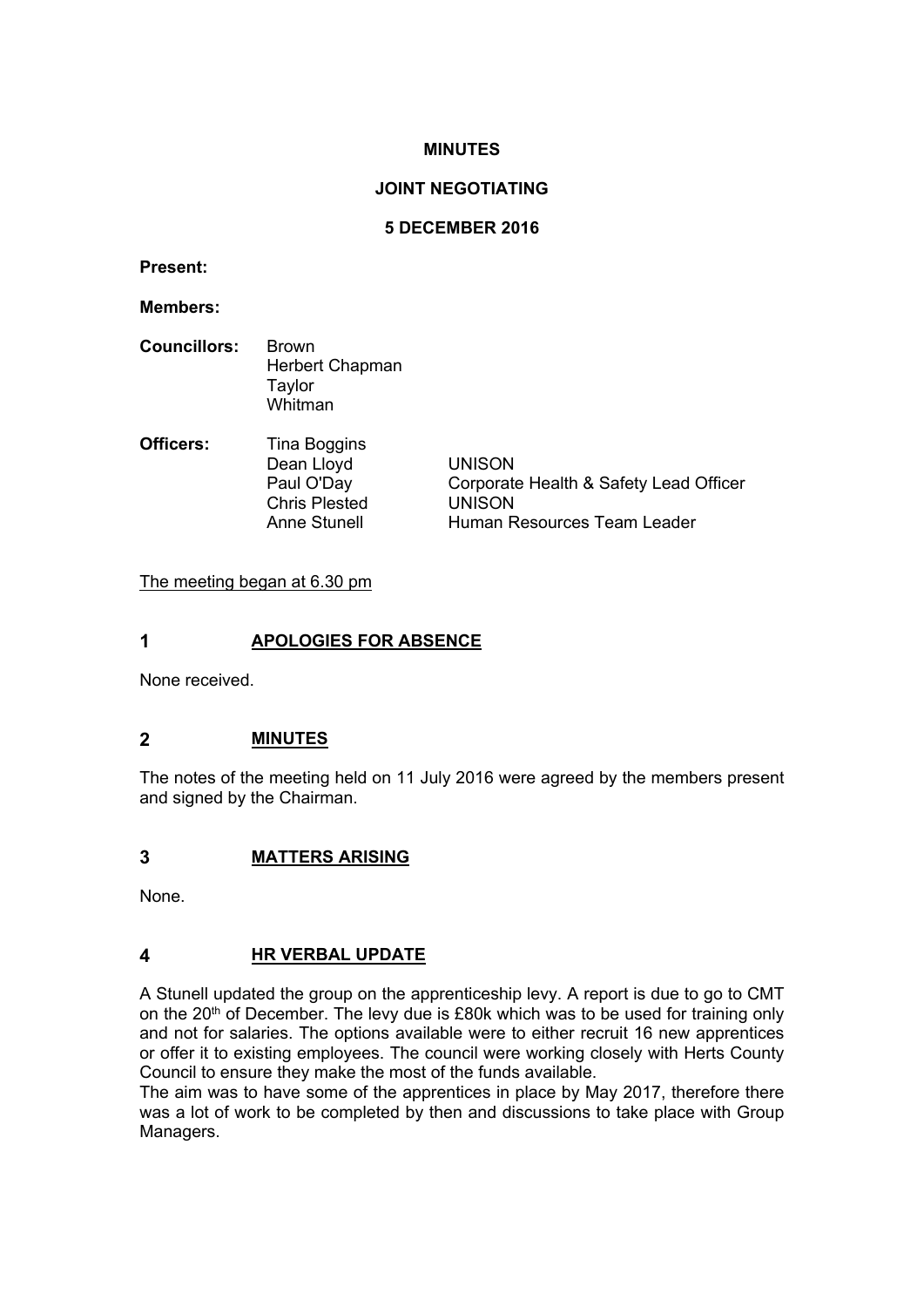**MINUTES**

**JOINT NEGOTIATING**

**5 DECEMBER 2016**

**Present:**

**Members:**

| | | |
|---|---|---|
| **Councillors:** | Brown | |
| | Herbert Chapman | |
| | Taylor | |
| | Whitman | |
| **Officers:** | Tina Boggins | |
| | Dean Lloyd | UNISON |
| | Paul O'Day | Corporate Health & Safety Lead Officer |
| | Chris Plested | UNISON |
| | Anne Stunell | Human Resources Team Leader |

The meeting began at 6.30 pm

## 1 APOLOGIES FOR ABSENCE

None received.

## 2 MINUTES

The notes of the meeting held on 11 July 2016 were agreed by the members present and signed by the Chairman.

## 3 MATTERS ARISING

None.

## 4 HR VERBAL UPDATE

A Stunell updated the group on the apprenticeship levy. A report is due to go to CMT on the 20th of December. The levy due is £80k which was to be used for training only and not for salaries. The options available were to either recruit 16 new apprentices or offer it to existing employees. The council were working closely with Herts County Council to ensure they make the most of the funds available.

The aim was to have some of the apprentices in place by May 2017, therefore there was a lot of work to be completed by then and discussions to take place with Group Managers.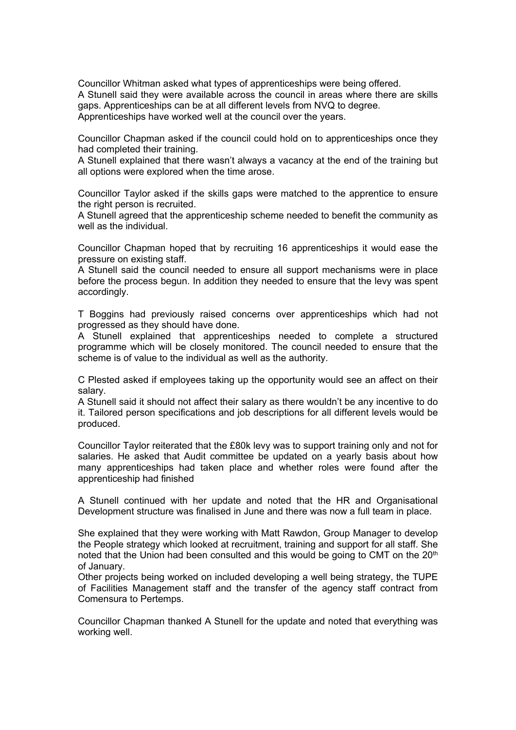Councillor Whitman asked what types of apprenticeships were being offered.
A Stunell said they were available across the council in areas where there are skills gaps. Apprenticeships can be at all different levels from NVQ to degree. Apprenticeships have worked well at the council over the years.

Councillor Chapman asked if the council could hold on to apprenticeships once they had completed their training.
A Stunell explained that there wasn't always a vacancy at the end of the training but all options were explored when the time arose.

Councillor Taylor asked if the skills gaps were matched to the apprentice to ensure the right person is recruited.
A Stunell agreed that the apprenticeship scheme needed to benefit the community as well as the individual.

Councillor Chapman hoped that by recruiting 16 apprenticeships it would ease the pressure on existing staff.
A Stunell said the council needed to ensure all support mechanisms were in place before the process begun. In addition they needed to ensure that the levy was spent accordingly.

T Boggins had previously raised concerns over apprenticeships which had not progressed as they should have done.
A Stunell explained that apprenticeships needed to complete a structured programme which will be closely monitored. The council needed to ensure that the scheme is of value to the individual as well as the authority.

C Plested asked if employees taking up the opportunity would see an affect on their salary.
A Stunell said it should not affect their salary as there wouldn't be any incentive to do it. Tailored person specifications and job descriptions for all different levels would be produced.

Councillor Taylor reiterated that the £80k levy was to support training only and not for salaries. He asked that Audit committee be updated on a yearly basis about how many apprenticeships had taken place and whether roles were found after the apprenticeship had finished

A Stunell continued with her update and noted that the HR and Organisational Development structure was finalised in June and there was now a full team in place.

She explained that they were working with Matt Rawdon, Group Manager to develop the People strategy which looked at recruitment, training and support for all staff. She noted that the Union had been consulted and this would be going to CMT on the 20th of January.
Other projects being worked on included developing a well being strategy, the TUPE of Facilities Management staff and the transfer of the agency staff contract from Comensura to Pertemps.

Councillor Chapman thanked A Stunell for the update and noted that everything was working well.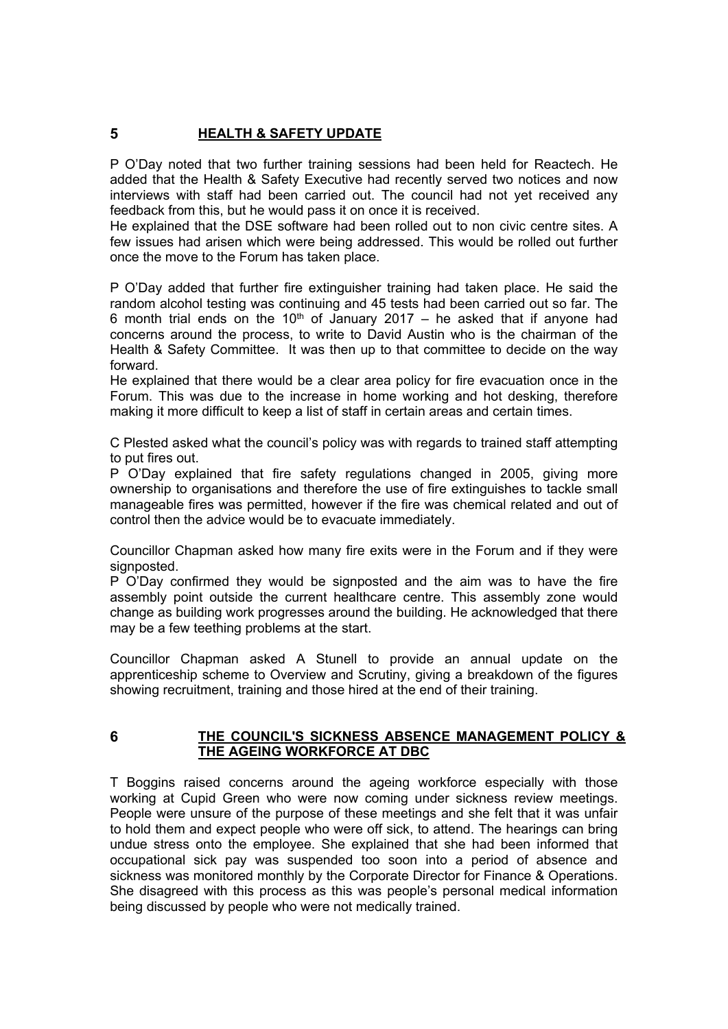## 5 HEALTH & SAFETY UPDATE

P O'Day noted that two further training sessions had been held for Reactech. He added that the Health & Safety Executive had recently served two notices and now interviews with staff had been carried out. The council had not yet received any feedback from this, but he would pass it on once it is received.

He explained that the DSE software had been rolled out to non civic centre sites. A few issues had arisen which were being addressed. This would be rolled out further once the move to the Forum has taken place.

P O'Day added that further fire extinguisher training had taken place. He said the random alcohol testing was continuing and 45 tests had been carried out so far. The 6 month trial ends on the 10th of January 2017 – he asked that if anyone had concerns around the process, to write to David Austin who is the chairman of the Health & Safety Committee. It was then up to that committee to decide on the way forward.

He explained that there would be a clear area policy for fire evacuation once in the Forum. This was due to the increase in home working and hot desking, therefore making it more difficult to keep a list of staff in certain areas and certain times.

C Plested asked what the council's policy was with regards to trained staff attempting to put fires out.

P O'Day explained that fire safety regulations changed in 2005, giving more ownership to organisations and therefore the use of fire extinguishes to tackle small manageable fires was permitted, however if the fire was chemical related and out of control then the advice would be to evacuate immediately.

Councillor Chapman asked how many fire exits were in the Forum and if they were signposted.

P O'Day confirmed they would be signposted and the aim was to have the fire assembly point outside the current healthcare centre. This assembly zone would change as building work progresses around the building. He acknowledged that there may be a few teething problems at the start.

Councillor Chapman asked A Stunell to provide an annual update on the apprenticeship scheme to Overview and Scrutiny, giving a breakdown of the figures showing recruitment, training and those hired at the end of their training.

## 6 THE COUNCIL'S SICKNESS ABSENCE MANAGEMENT POLICY & THE AGEING WORKFORCE AT DBC

T Boggins raised concerns around the ageing workforce especially with those working at Cupid Green who were now coming under sickness review meetings. People were unsure of the purpose of these meetings and she felt that it was unfair to hold them and expect people who were off sick, to attend. The hearings can bring undue stress onto the employee. She explained that she had been informed that occupational sick pay was suspended too soon into a period of absence and sickness was monitored monthly by the Corporate Director for Finance & Operations. She disagreed with this process as this was people's personal medical information being discussed by people who were not medically trained.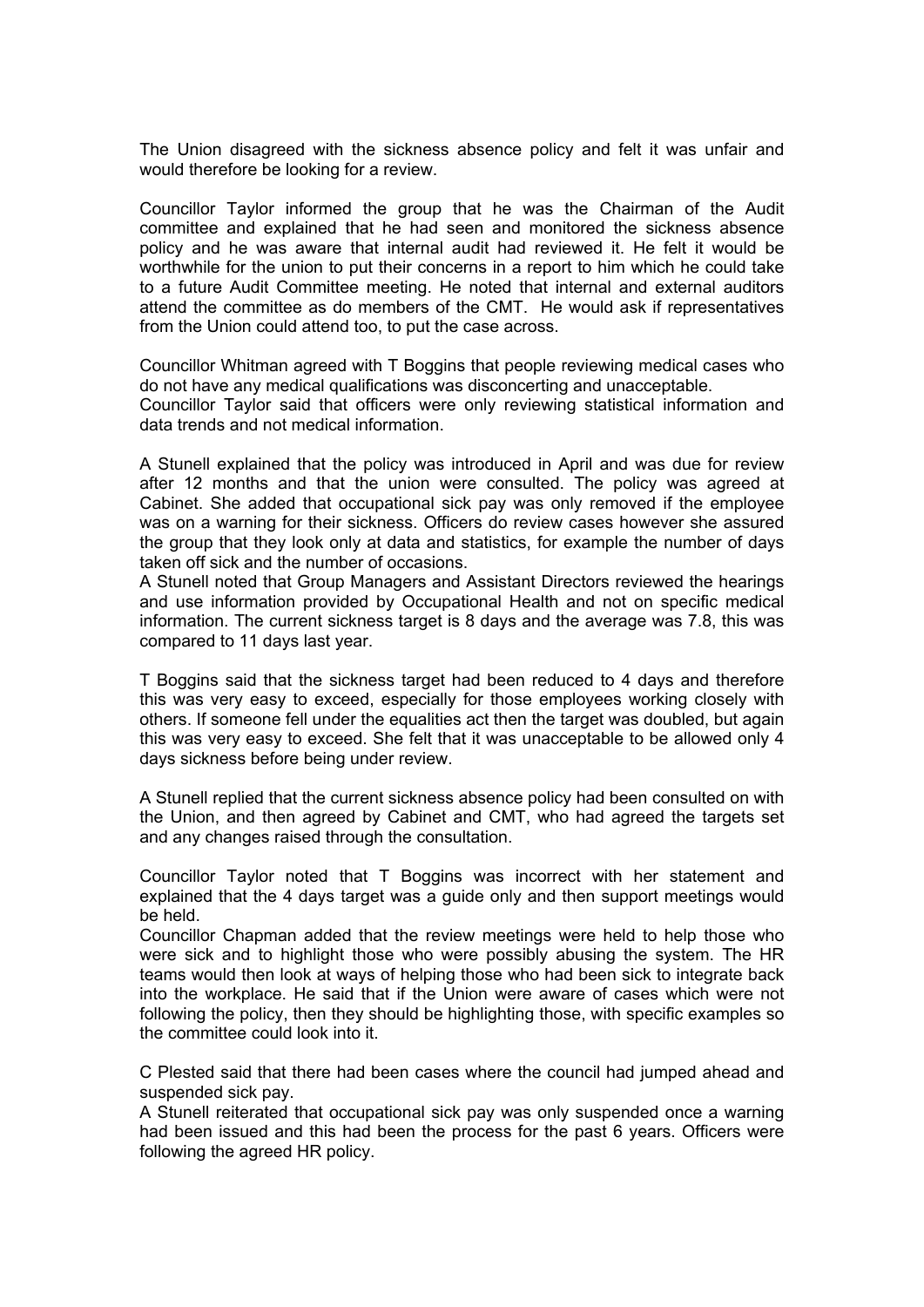The Union disagreed with the sickness absence policy and felt it was unfair and would therefore be looking for a review.

Councillor Taylor informed the group that he was the Chairman of the Audit committee and explained that he had seen and monitored the sickness absence policy and he was aware that internal audit had reviewed it. He felt it would be worthwhile for the union to put their concerns in a report to him which he could take to a future Audit Committee meeting. He noted that internal and external auditors attend the committee as do members of the CMT. He would ask if representatives from the Union could attend too, to put the case across.

Councillor Whitman agreed with T Boggins that people reviewing medical cases who do not have any medical qualifications was disconcerting and unacceptable.
Councillor Taylor said that officers were only reviewing statistical information and data trends and not medical information.

A Stunell explained that the policy was introduced in April and was due for review after 12 months and that the union were consulted. The policy was agreed at Cabinet. She added that occupational sick pay was only removed if the employee was on a warning for their sickness. Officers do review cases however she assured the group that they look only at data and statistics, for example the number of days taken off sick and the number of occasions.
A Stunell noted that Group Managers and Assistant Directors reviewed the hearings and use information provided by Occupational Health and not on specific medical information. The current sickness target is 8 days and the average was 7.8, this was compared to 11 days last year.

T Boggins said that the sickness target had been reduced to 4 days and therefore this was very easy to exceed, especially for those employees working closely with others. If someone fell under the equalities act then the target was doubled, but again this was very easy to exceed. She felt that it was unacceptable to be allowed only 4 days sickness before being under review.

A Stunell replied that the current sickness absence policy had been consulted on with the Union, and then agreed by Cabinet and CMT, who had agreed the targets set and any changes raised through the consultation.

Councillor Taylor noted that T Boggins was incorrect with her statement and explained that the 4 days target was a guide only and then support meetings would be held.
Councillor Chapman added that the review meetings were held to help those who were sick and to highlight those who were possibly abusing the system. The HR teams would then look at ways of helping those who had been sick to integrate back into the workplace. He said that if the Union were aware of cases which were not following the policy, then they should be highlighting those, with specific examples so the committee could look into it.

C Plested said that there had been cases where the council had jumped ahead and suspended sick pay.
A Stunell reiterated that occupational sick pay was only suspended once a warning had been issued and this had been the process for the past 6 years. Officers were following the agreed HR policy.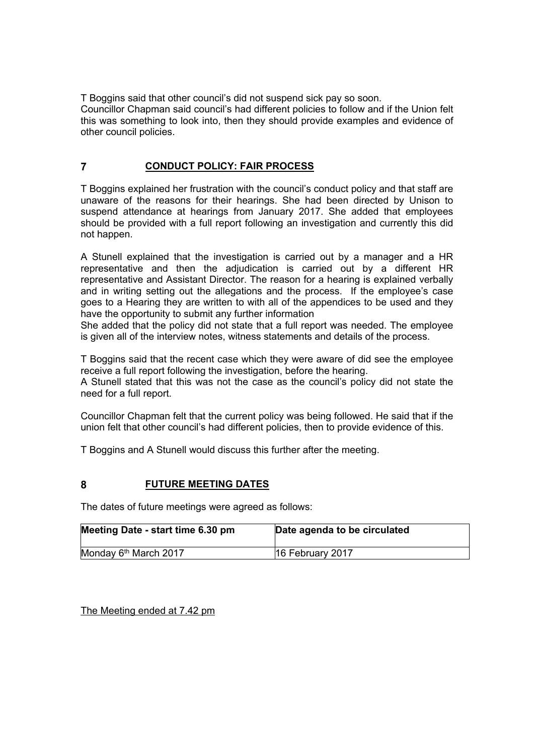T Boggins said that other council's did not suspend sick pay so soon.
Councillor Chapman said council's had different policies to follow and if the Union felt this was something to look into, then they should provide examples and evidence of other council policies.

## 7 CONDUCT POLICY: FAIR PROCESS

T Boggins explained her frustration with the council's conduct policy and that staff are unaware of the reasons for their hearings. She had been directed by Unison to suspend attendance at hearings from January 2017. She added that employees should be provided with a full report following an investigation and currently this did not happen.

A Stunell explained that the investigation is carried out by a manager and a HR representative and then the adjudication is carried out by a different HR representative and Assistant Director. The reason for a hearing is explained verbally and in writing setting out the allegations and the process. If the employee's case goes to a Hearing they are written to with all of the appendices to be used and they have the opportunity to submit any further information
She added that the policy did not state that a full report was needed. The employee is given all of the interview notes, witness statements and details of the process.

T Boggins said that the recent case which they were aware of did see the employee receive a full report following the investigation, before the hearing.
A Stunell stated that this was not the case as the council's policy did not state the need for a full report.

Councillor Chapman felt that the current policy was being followed. He said that if the union felt that other council's had different policies, then to provide evidence of this.

T Boggins and A Stunell would discuss this further after the meeting.

## 8 FUTURE MEETING DATES

The dates of future meetings were agreed as follows:

| Meeting Date - start time 6.30 pm | Date agenda to be circulated |
|---|---|
| Monday 6th March 2017 | 16 February 2017 |

The Meeting ended at 7.42 pm